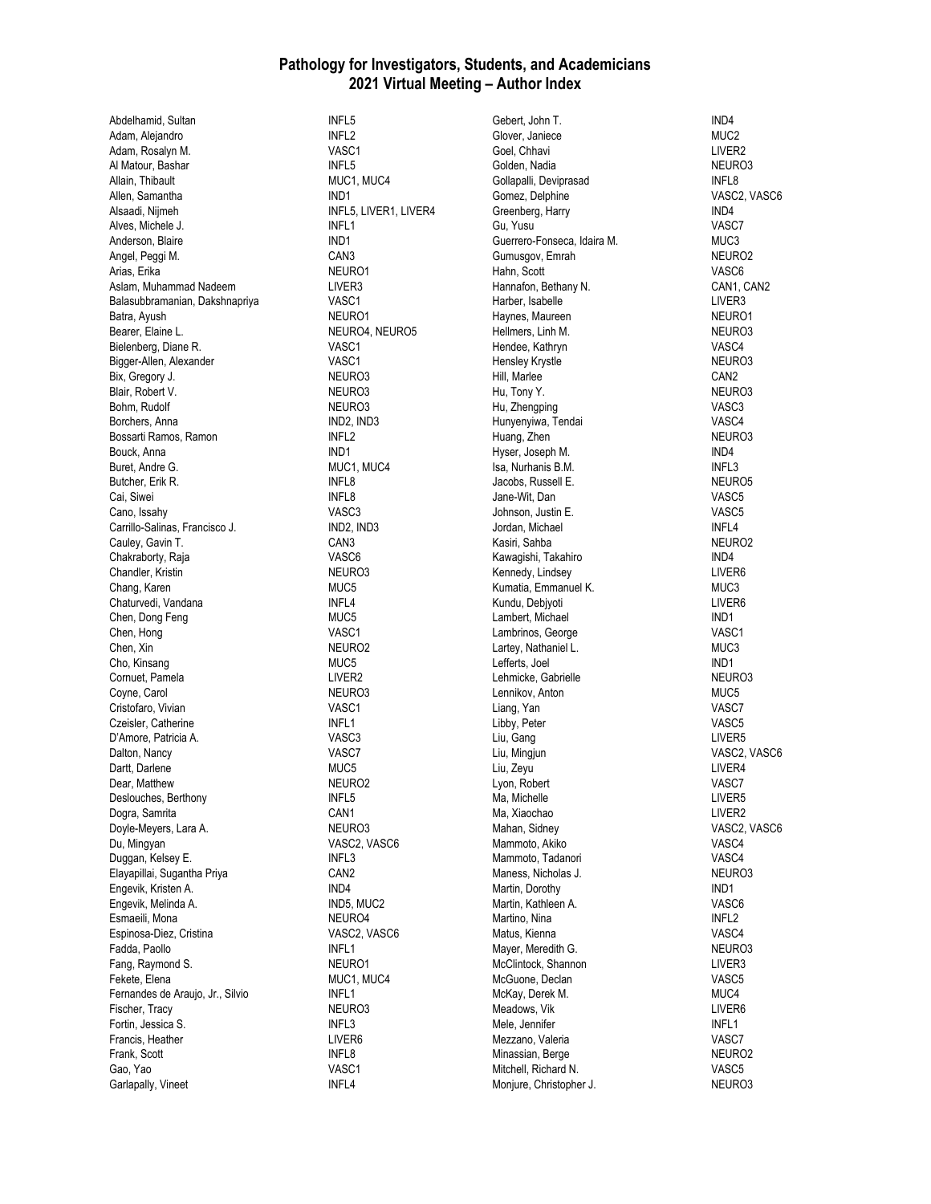# Pathology for Investigators, Students, and Academicians
## 2021 Virtual Meeting – Author Index

| Author | Session |
| --- | --- |
| Abdelhamid, Sultan | INFL5 |
| Adam, Alejandro | INFL2 |
| Adam, Rosalyn M. | VASC1 |
| Al Matour, Bashar | INFL5 |
| Allain, Thibault | MUC1, MUC4 |
| Allen, Samantha | IND1 |
| Alsaadi, Nijmeh | INFL5, LIVER1, LIVER4 |
| Alves, Michele J. | INFL1 |
| Anderson, Blaire | IND1 |
| Angel, Peggi M. | CAN3 |
| Arias, Erika | NEURO1 |
| Aslam, Muhammad Nadeem | LIVER3 |
| Balasubbramanian, Dakshnapriya | VASC1 |
| Batra, Ayush | NEURO1 |
| Bearer, Elaine L. | NEURO4, NEURO5 |
| Bielenberg, Diane R. | VASC1 |
| Bigger-Allen, Alexander | VASC1 |
| Bix, Gregory J. | NEURO3 |
| Blair, Robert V. | NEURO3 |
| Bohm, Rudolf | NEURO3 |
| Borchers, Anna | IND2, IND3 |
| Bossarti Ramos, Ramon | INFL2 |
| Bouck, Anna | IND1 |
| Buret, Andre G. | MUC1, MUC4 |
| Butcher, Erik R. | INFL8 |
| Cai, Siwei | INFL8 |
| Cano, Issahy | VASC3 |
| Carrillo-Salinas, Francisco J. | IND2, IND3 |
| Cauley, Gavin T. | CAN3 |
| Chakraborty, Raja | VASC6 |
| Chandler, Kristin | NEURO3 |
| Chang, Karen | MUC5 |
| Chaturvedi, Vandana | INFL4 |
| Chen, Dong Feng | MUC5 |
| Chen, Hong | VASC1 |
| Chen, Xin | NEURO2 |
| Cho, Kinsang | MUC5 |
| Cornuet, Pamela | LIVER2 |
| Coyne, Carol | NEURO3 |
| Cristofaro, Vivian | VASC1 |
| Czeisler, Catherine | INFL1 |
| D'Amore, Patricia A. | VASC3 |
| Dalton, Nancy | VASC7 |
| Dartt, Darlene | MUC5 |
| Dear, Matthew | NEURO2 |
| Deslouches, Berthony | INFL5 |
| Dogra, Samrita | CAN1 |
| Doyle-Meyers, Lara A. | NEURO3 |
| Du, Mingyan | VASC2, VASC6 |
| Duggan, Kelsey E. | INFL3 |
| Elayapillai, Sugantha Priya | CAN2 |
| Engevik, Kristen A. | IND4 |
| Engevik, Melinda A. | IND5, MUC2 |
| Esmaeili, Mona | NEURO4 |
| Espinosa-Diez, Cristina | VASC2, VASC6 |
| Fadda, Paollo | INFL1 |
| Fang, Raymond S. | NEURO1 |
| Fekete, Elena | MUC1, MUC4 |
| Fernandes de Araujo, Jr., Silvio | INFL1 |
| Fischer, Tracy | NEURO3 |
| Fortin, Jessica S. | INFL3 |
| Francis, Heather | LIVER6 |
| Frank, Scott | INFL8 |
| Gao, Yao | VASC1 |
| Garlapally, Vineet | INFL4 |
| Gebert, John T. | IND4 |
| Glover, Janiece | MUC2 |
| Goel, Chhavi | LIVER2 |
| Golden, Nadia | NEURO3 |
| Gollapalli, Deviprasad | INFL8 |
| Gomez, Delphine | VASC2, VASC6 |
| Greenberg, Harry | IND4 |
| Gu, Yusu | VASC7 |
| Guerrero-Fonseca, Idaira M. | MUC3 |
| Gumusgov, Emrah | NEURO2 |
| Hahn, Scott | VASC6 |
| Hannafon, Bethany N. | CAN1, CAN2 |
| Harber, Isabelle | LIVER3 |
| Haynes, Maureen | NEURO1 |
| Hellmers, Linh M. | NEURO3 |
| Hendee, Kathryn | VASC4 |
| Hensley Krystle | NEURO3 |
| Hill, Marlee | CAN2 |
| Hu, Tony Y. | NEURO3 |
| Hu, Zhengping | VASC3 |
| Hunyenyiwa, Tendai | VASC4 |
| Huang, Zhen | NEURO3 |
| Hyser, Joseph M. | IND4 |
| Isa, Nurhanis B.M. | INFL3 |
| Jacobs, Russell E. | NEURO5 |
| Jane-Wit, Dan | VASC5 |
| Johnson, Justin E. | VASC5 |
| Jordan, Michael | INFL4 |
| Kasiri, Sahba | NEURO2 |
| Kawagishi, Takahiro | IND4 |
| Kennedy, Lindsey | LIVER6 |
| Kumatia, Emmanuel K. | MUC3 |
| Kundu, Debjyoti | LIVER6 |
| Lambert, Michael | IND1 |
| Lambrinos, George | VASC1 |
| Lartey, Nathaniel L. | MUC3 |
| Lefferts, Joel | IND1 |
| Lehmicke, Gabrielle | NEURO3 |
| Lennikov, Anton | MUC5 |
| Liang, Yan | VASC7 |
| Libby, Peter | VASC5 |
| Liu, Gang | LIVER5 |
| Liu, Mingjun | VASC2, VASC6 |
| Liu, Zeyu | LIVER4 |
| Lyon, Robert | VASC7 |
| Ma, Michelle | LIVER5 |
| Ma, Xiaochao | LIVER2 |
| Mahan, Sidney | VASC2, VASC6 |
| Mammoto, Akiko | VASC4 |
| Mammoto, Tadanori | VASC4 |
| Maness, Nicholas J. | NEURO3 |
| Martin, Dorothy | IND1 |
| Martin, Kathleen A. | VASC6 |
| Martino, Nina | INFL2 |
| Matus, Kienna | VASC4 |
| Mayer, Meredith G. | NEURO3 |
| McClintock, Shannon | LIVER3 |
| McGuone, Declan | VASC5 |
| McKay, Derek M. | MUC4 |
| Meadows, Vik | LIVER6 |
| Mele, Jennifer | INFL1 |
| Mezzano, Valeria | VASC7 |
| Minassian, Berge | NEURO2 |
| Mitchell, Richard N. | VASC5 |
| Monjure, Christopher J. | NEURO3 |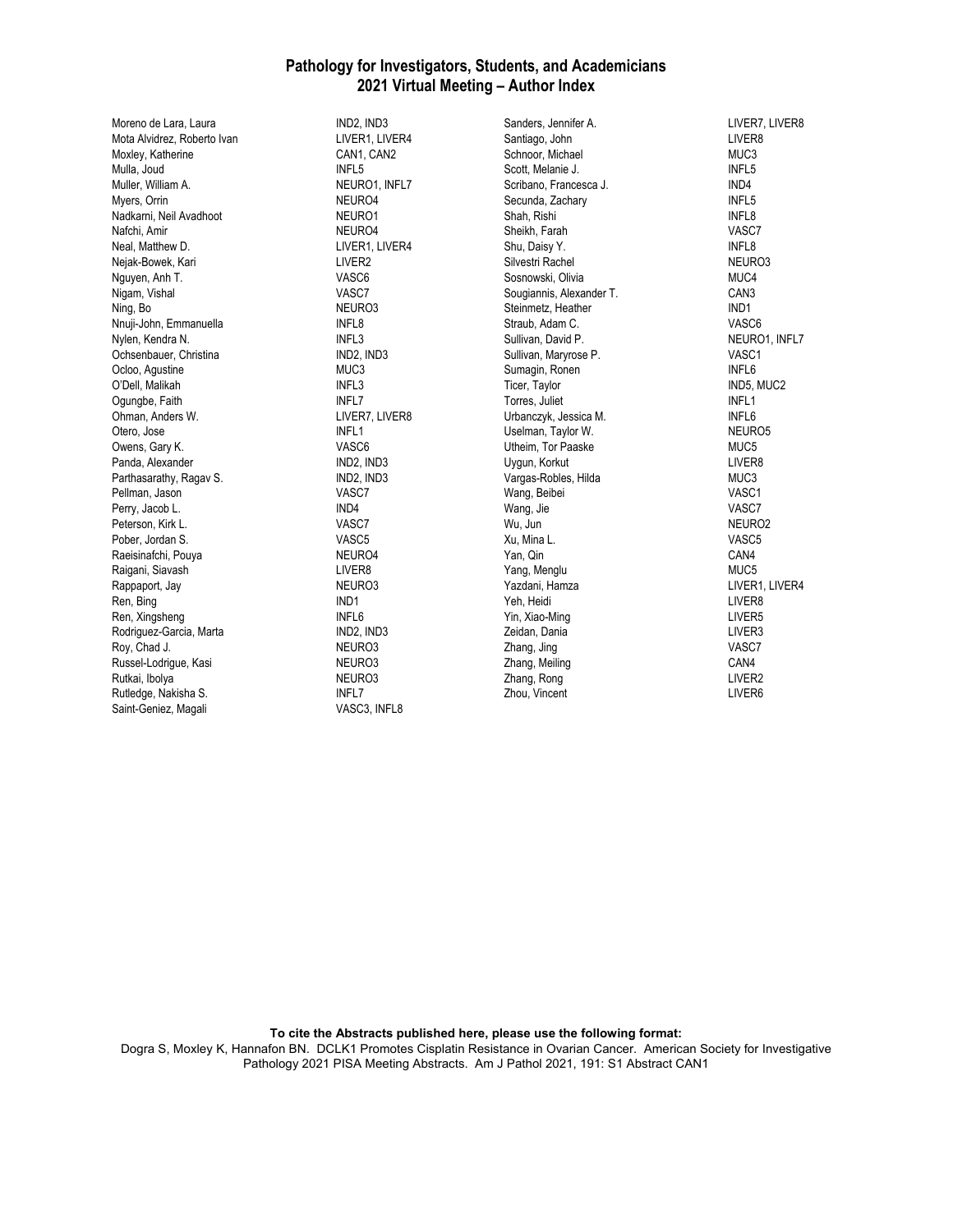## Pathology for Investigators, Students, and Academicians
## 2021 Virtual Meeting – Author Index

| | |
|---|---|
| Moreno de Lara, Laura | IND2, IND3 |
| Mota Alvidrez, Roberto Ivan | LIVER1, LIVER4 |
| Moxley, Katherine | CAN1, CAN2 |
| Mulla, Joud | INFL5 |
| Muller, William A. | NEURO1, INFL7 |
| Myers, Orrin | NEURO4 |
| Nadkarni, Neil Avadhoot | NEURO1 |
| Nafchi, Amir | NEURO4 |
| Neal, Matthew D. | LIVER1, LIVER4 |
| Nejak-Bowek, Kari | LIVER2 |
| Nguyen, Anh T. | VASC6 |
| Nigam, Vishal | VASC7 |
| Ning, Bo | NEURO3 |
| Nnuji-John, Emmanuella | INFL8 |
| Nylen, Kendra N. | INFL3 |
| Ochsenbauer, Christina | IND2, IND3 |
| Ocloo, Agustine | MUC3 |
| O'Dell, Malikah | INFL3 |
| Ogungbe, Faith | INFL7 |
| Ohman, Anders W. | LIVER7, LIVER8 |
| Otero, Jose | INFL1 |
| Owens, Gary K. | VASC6 |
| Panda, Alexander | IND2, IND3 |
| Parthasarathy, Ragav S. | IND2, IND3 |
| Pellman, Jason | VASC7 |
| Perry, Jacob L. | IND4 |
| Peterson, Kirk L. | VASC7 |
| Pober, Jordan S. | VASC5 |
| Raeisinafchi, Pouya | NEURO4 |
| Raigani, Siavash | LIVER8 |
| Rappaport, Jay | NEURO3 |
| Ren, Bing | IND1 |
| Ren, Xingsheng | INFL6 |
| Rodriguez-Garcia, Marta | IND2, IND3 |
| Roy, Chad J. | NEURO3 |
| Russel-Lodrigue, Kasi | NEURO3 |
| Rutkai, Ibolya | NEURO3 |
| Rutledge, Nakisha S. | INFL7 |
| Saint-Geniez, Magali | VASC3, INFL8 |
| Sanders, Jennifer A. | LIVER7, LIVER8 |
| Santiago, John | LIVER8 |
| Schnoor, Michael | MUC3 |
| Scott, Melanie J. | INFL5 |
| Scribano, Francesca J. | IND4 |
| Secunda, Zachary | INFL5 |
| Shah, Rishi | INFL8 |
| Sheikh, Farah | VASC7 |
| Shu, Daisy Y. | INFL8 |
| Silvestri Rachel | NEURO3 |
| Sosnowski, Olivia | MUC4 |
| Sougiannis, Alexander T. | CAN3 |
| Steinmetz, Heather | IND1 |
| Straub, Adam C. | VASC6 |
| Sullivan, David P. | NEURO1, INFL7 |
| Sullivan, Maryrose P. | VASC1 |
| Sumagin, Ronen | INFL6 |
| Ticer, Taylor | IND5, MUC2 |
| Torres, Juliet | INFL1 |
| Urbanczyk, Jessica M. | INFL6 |
| Uselman, Taylor W. | NEURO5 |
| Utheim, Tor Paaske | MUC5 |
| Uygun, Korkut | LIVER8 |
| Vargas-Robles, Hilda | MUC3 |
| Wang, Beibei | VASC1 |
| Wang, Jie | VASC7 |
| Wu, Jun | NEURO2 |
| Xu, Mina L. | VASC5 |
| Yan, Qin | CAN4 |
| Yang, Menglu | MUC5 |
| Yazdani, Hamza | LIVER1, LIVER4 |
| Yeh, Heidi | LIVER8 |
| Yin, Xiao-Ming | LIVER5 |
| Zeidan, Dania | LIVER3 |
| Zhang, Jing | VASC7 |
| Zhang, Meiling | CAN4 |
| Zhang, Rong | LIVER2 |
| Zhou, Vincent | LIVER6 |

**To cite the Abstracts published here, please use the following format:**

Dogra S, Moxley K, Hannafon BN. DCLK1 Promotes Cisplatin Resistance in Ovarian Cancer. American Society for Investigative Pathology 2021 PISA Meeting Abstracts. Am J Pathol 2021, 191: S1 Abstract CAN1